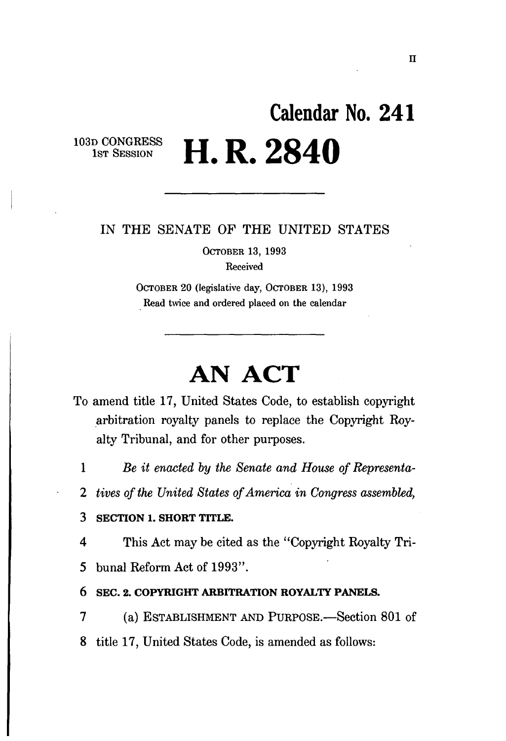# Calendar No. 241

103D CONGRESS
1ST SESSION

# H. R. 2840

IN THE SENATE OF THE UNITED STATES

OCTOBER 13, 1993

Received

OCTOBER 20 (legislative day, OCTOBER 13), 1993

Read twice and ordered placed on the calendar

# AN ACT

To amend title 17, United States Code, to establish copyright arbitration royalty panels to replace the Copyright Royalty Tribunal, and for other purposes.

1 *Be it enacted by the Senate and House of Representa-*
2 *tives of the United States of America in Congress assembled,*

3 **SECTION 1. SHORT TITLE.**

4 This Act may be cited as the "Copyright Royalty Tri-
5 bunal Reform Act of 1993".

6 **SEC. 2. COPYRIGHT ARBITRATION ROYALTY PANELS.**

7 (a) ESTABLISHMENT AND PURPOSE.—Section 801 of
8 title 17, United States Code, is amended as follows: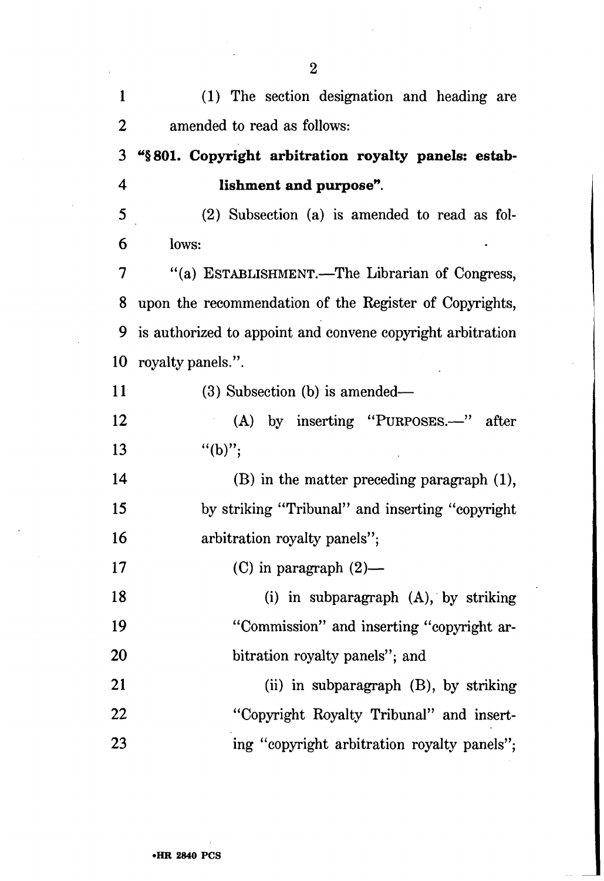(1) The section designation and heading are amended to read as follows:

**"§ 801. Copyright arbitration royalty panels: establishment and purpose".**

(2) Subsection (a) is amended to read as follows:

"(a) ESTABLISHMENT.—The Librarian of Congress, upon the recommendation of the Register of Copyrights, is authorized to appoint and convene copyright arbitration royalty panels.".

(3) Subsection (b) is amended—

(A) by inserting "PURPOSES.—" after "(b)";

(B) in the matter preceding paragraph (1), by striking "Tribunal" and inserting "copyright arbitration royalty panels";

(C) in paragraph (2)—

(i) in subparagraph (A), by striking "Commission" and inserting "copyright arbitration royalty panels"; and

(ii) in subparagraph (B), by striking "Copyright Royalty Tribunal" and inserting "copyright arbitration royalty panels";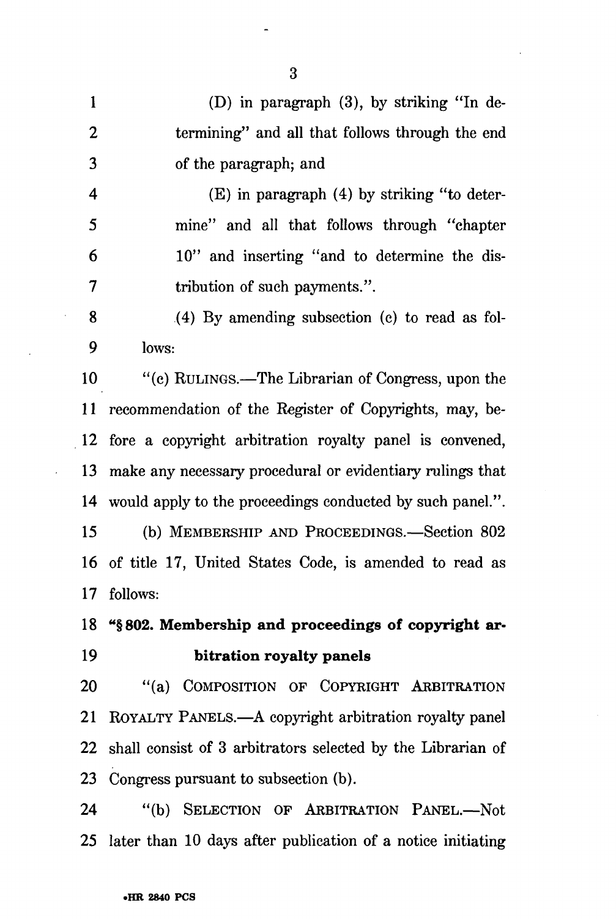(D) in paragraph (3), by striking "In determining" and all that follows through the end of the paragraph; and

(E) in paragraph (4) by striking "to determine" and all that follows through "chapter 10" and inserting "and to determine the distribution of such payments.".

(4) By amending subsection (c) to read as follows:

"(c) RULINGS.—The Librarian of Congress, upon the recommendation of the Register of Copyrights, may, before a copyright arbitration royalty panel is convened, make any necessary procedural or evidentiary rulings that would apply to the proceedings conducted by such panel.".

(b) MEMBERSHIP AND PROCEEDINGS.—Section 802 of title 17, United States Code, is amended to read as follows:

**"§ 802. Membership and proceedings of copyright arbitration royalty panels**

"(a) COMPOSITION OF COPYRIGHT ARBITRATION ROYALTY PANELS.—A copyright arbitration royalty panel shall consist of 3 arbitrators selected by the Librarian of Congress pursuant to subsection (b).

"(b) SELECTION OF ARBITRATION PANEL.—Not later than 10 days after publication of a notice initiating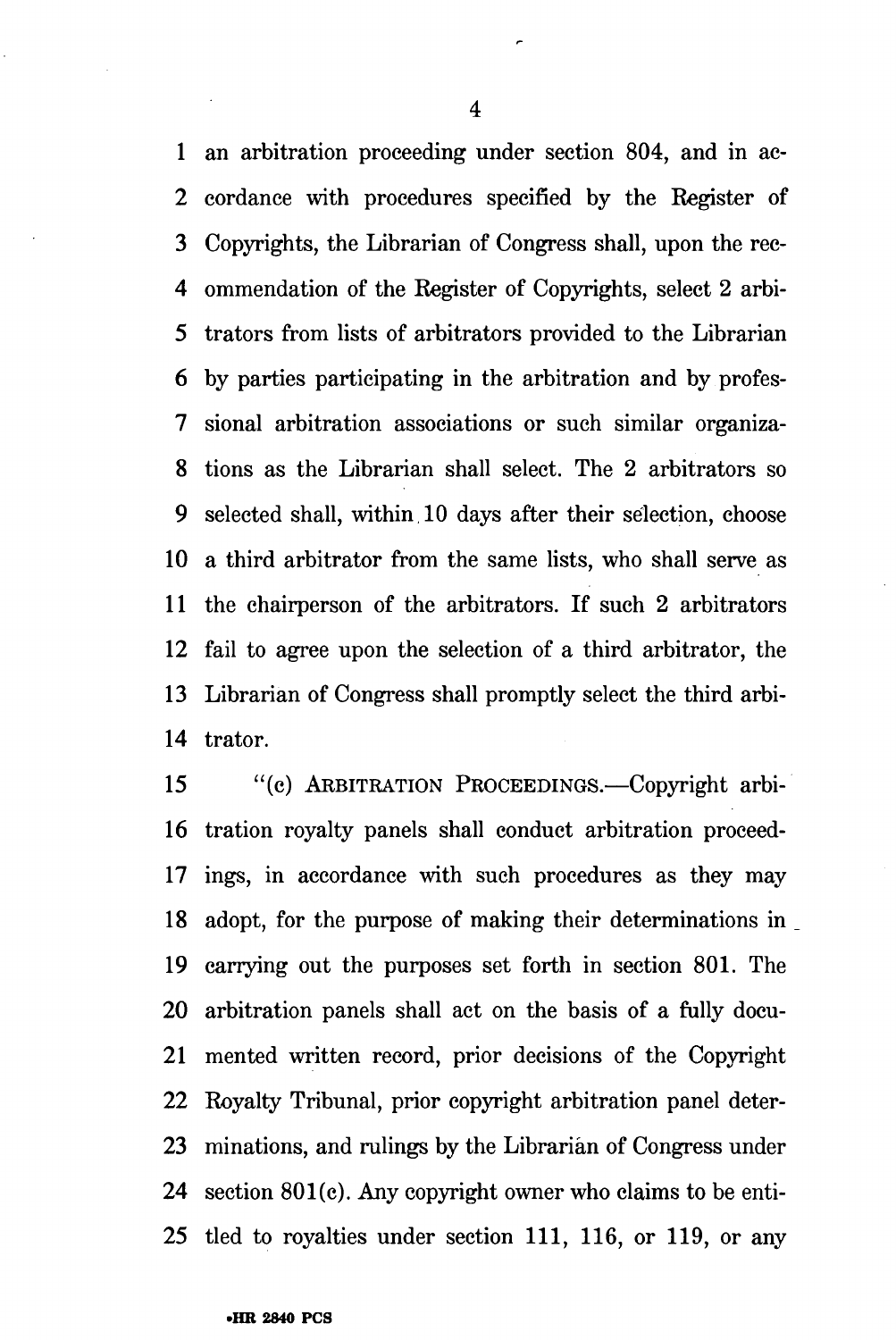an arbitration proceeding under section 804, and in accordance with procedures specified by the Register of Copyrights, the Librarian of Congress shall, upon the recommendation of the Register of Copyrights, select 2 arbitrators from lists of arbitrators provided to the Librarian by parties participating in the arbitration and by professional arbitration associations or such similar organizations as the Librarian shall select. The 2 arbitrators so selected shall, within 10 days after their selection, choose a third arbitrator from the same lists, who shall serve as the chairperson of the arbitrators. If such 2 arbitrators fail to agree upon the selection of a third arbitrator, the Librarian of Congress shall promptly select the third arbitrator.

"(c) ARBITRATION PROCEEDINGS.—Copyright arbitration royalty panels shall conduct arbitration proceedings, in accordance with such procedures as they may adopt, for the purpose of making their determinations in carrying out the purposes set forth in section 801. The arbitration panels shall act on the basis of a fully documented written record, prior decisions of the Copyright Royalty Tribunal, prior copyright arbitration panel determinations, and rulings by the Librarian of Congress under section 801(c). Any copyright owner who claims to be entitled to royalties under section 111, 116, or 119, or any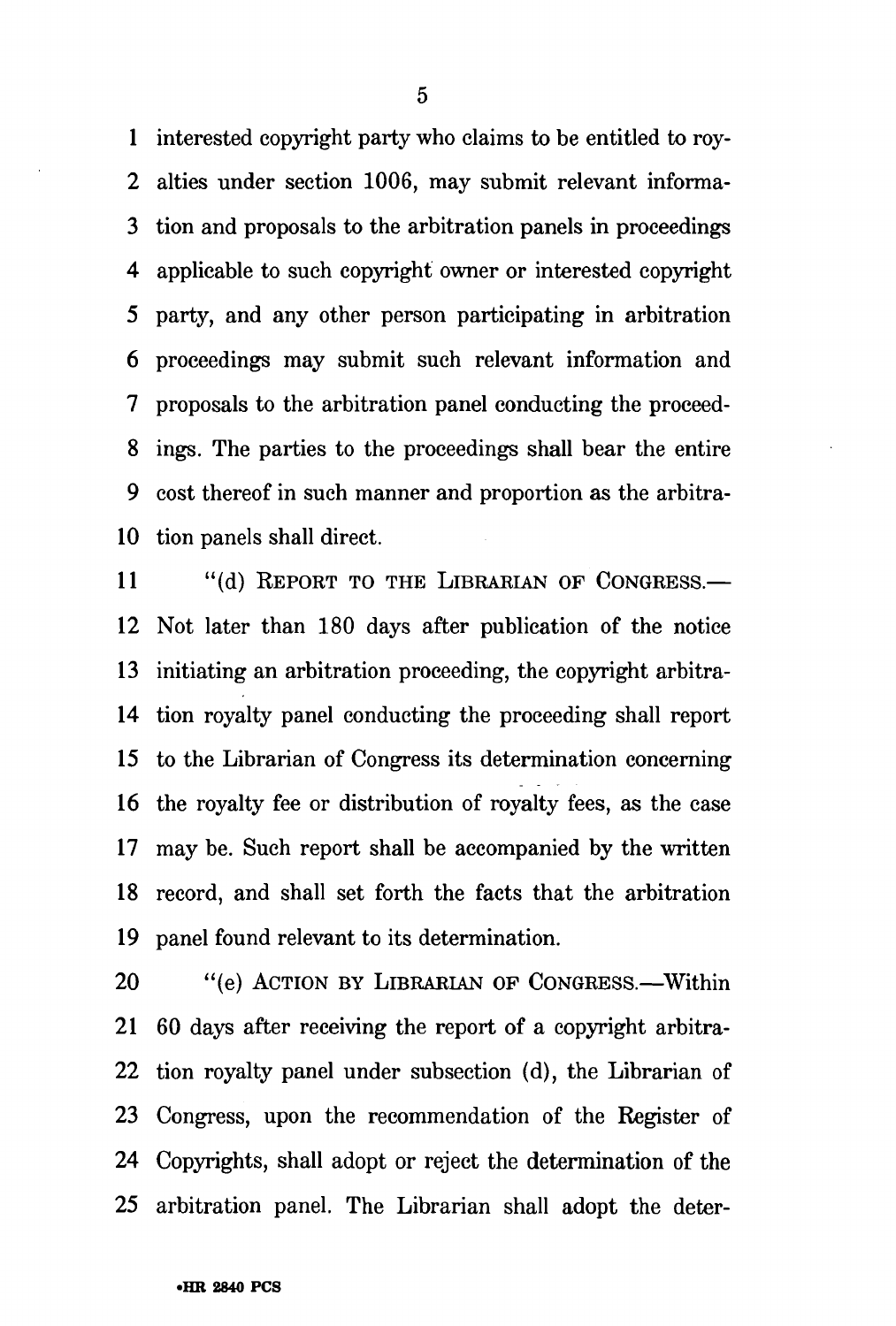interested copyright party who claims to be entitled to royalties under section 1006, may submit relevant information and proposals to the arbitration panels in proceedings applicable to such copyright owner or interested copyright party, and any other person participating in arbitration proceedings may submit such relevant information and proposals to the arbitration panel conducting the proceedings. The parties to the proceedings shall bear the entire cost thereof in such manner and proportion as the arbitration panels shall direct.

"(d) REPORT TO THE LIBRARIAN OF CONGRESS.—Not later than 180 days after publication of the notice initiating an arbitration proceeding, the copyright arbitration royalty panel conducting the proceeding shall report to the Librarian of Congress its determination concerning the royalty fee or distribution of royalty fees, as the case may be. Such report shall be accompanied by the written record, and shall set forth the facts that the arbitration panel found relevant to its determination.

"(e) ACTION BY LIBRARIAN OF CONGRESS.—Within 60 days after receiving the report of a copyright arbitration royalty panel under subsection (d), the Librarian of Congress, upon the recommendation of the Register of Copyrights, shall adopt or reject the determination of the arbitration panel. The Librarian shall adopt the deter-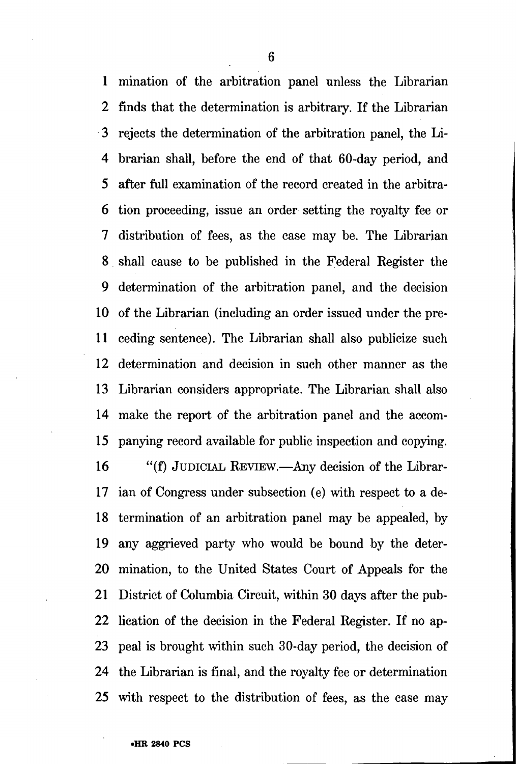mination of the arbitration panel unless the Librarian finds that the determination is arbitrary. If the Librarian rejects the determination of the arbitration panel, the Librarian shall, before the end of that 60-day period, and after full examination of the record created in the arbitration proceeding, issue an order setting the royalty fee or distribution of fees, as the case may be. The Librarian shall cause to be published in the Federal Register the determination of the arbitration panel, and the decision of the Librarian (including an order issued under the preceding sentence). The Librarian shall also publicize such determination and decision in such other manner as the Librarian considers appropriate. The Librarian shall also make the report of the arbitration panel and the accompanying record available for public inspection and copying.

"(f) JUDICIAL REVIEW.—Any decision of the Librarian of Congress under subsection (e) with respect to a determination of an arbitration panel may be appealed, by any aggrieved party who would be bound by the determination, to the United States Court of Appeals for the District of Columbia Circuit, within 30 days after the publication of the decision in the Federal Register. If no appeal is brought within such 30-day period, the decision of the Librarian is final, and the royalty fee or determination with respect to the distribution of fees, as the case may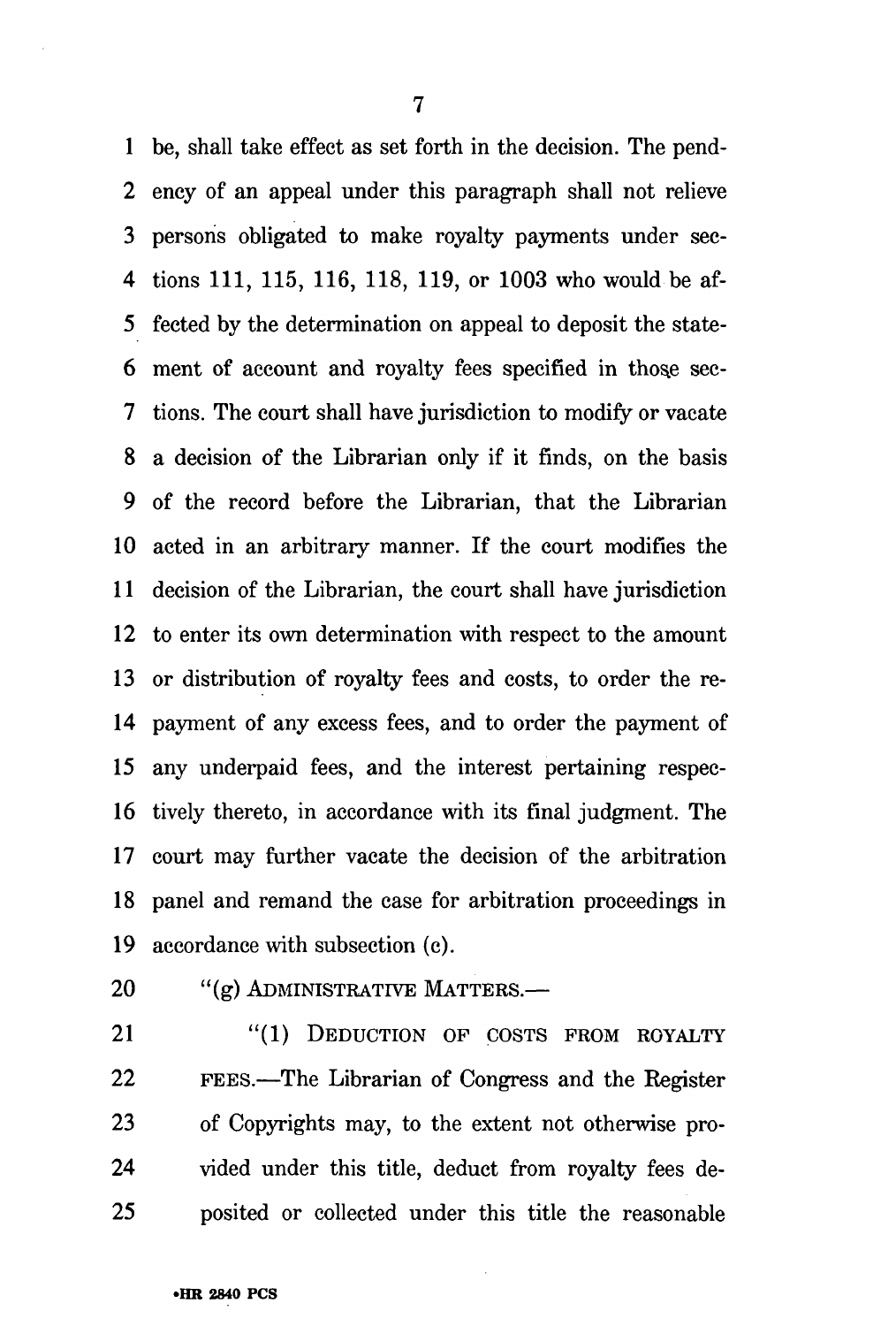be, shall take effect as set forth in the decision. The pendency of an appeal under this paragraph shall not relieve persons obligated to make royalty payments under sections 111, 115, 116, 118, 119, or 1003 who would be affected by the determination on appeal to deposit the statement of account and royalty fees specified in those sections. The court shall have jurisdiction to modify or vacate a decision of the Librarian only if it finds, on the basis of the record before the Librarian, that the Librarian acted in an arbitrary manner. If the court modifies the decision of the Librarian, the court shall have jurisdiction to enter its own determination with respect to the amount or distribution of royalty fees and costs, to order the repayment of any excess fees, and to order the payment of any underpaid fees, and the interest pertaining respectively thereto, in accordance with its final judgment. The court may further vacate the decision of the arbitration panel and remand the case for arbitration proceedings in accordance with subsection (c).

"(g) ADMINISTRATIVE MATTERS.—

"(1) DEDUCTION OF COSTS FROM ROYALTY FEES.—The Librarian of Congress and the Register of Copyrights may, to the extent not otherwise provided under this title, deduct from royalty fees deposited or collected under this title the reasonable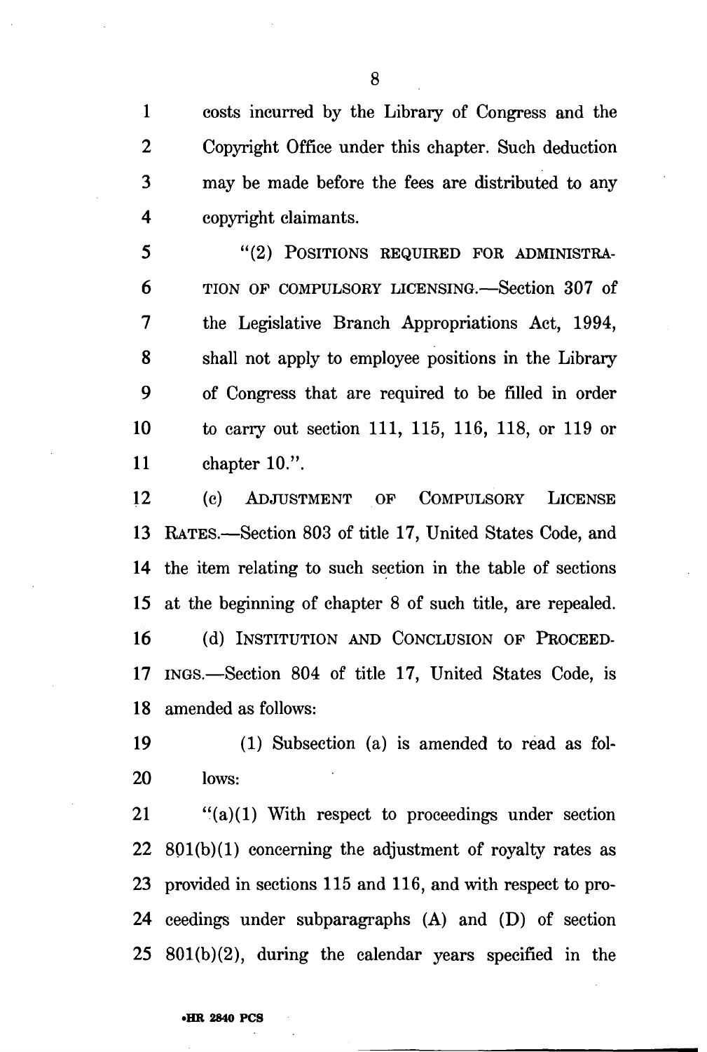costs incurred by the Library of Congress and the Copyright Office under this chapter. Such deduction may be made before the fees are distributed to any copyright claimants.

"(2) POSITIONS REQUIRED FOR ADMINISTRATION OF COMPULSORY LICENSING.—Section 307 of the Legislative Branch Appropriations Act, 1994, shall not apply to employee positions in the Library of Congress that are required to be filled in order to carry out section 111, 115, 116, 118, or 119 or chapter 10.".

(c) ADJUSTMENT OF COMPULSORY LICENSE RATES.—Section 803 of title 17, United States Code, and the item relating to such section in the table of sections at the beginning of chapter 8 of such title, are repealed.

(d) INSTITUTION AND CONCLUSION OF PROCEEDINGS.—Section 804 of title 17, United States Code, is amended as follows:

(1) Subsection (a) is amended to read as follows:

"(a)(1) With respect to proceedings under section 801(b)(1) concerning the adjustment of royalty rates as provided in sections 115 and 116, and with respect to proceedings under subparagraphs (A) and (D) of section 801(b)(2), during the calendar years specified in the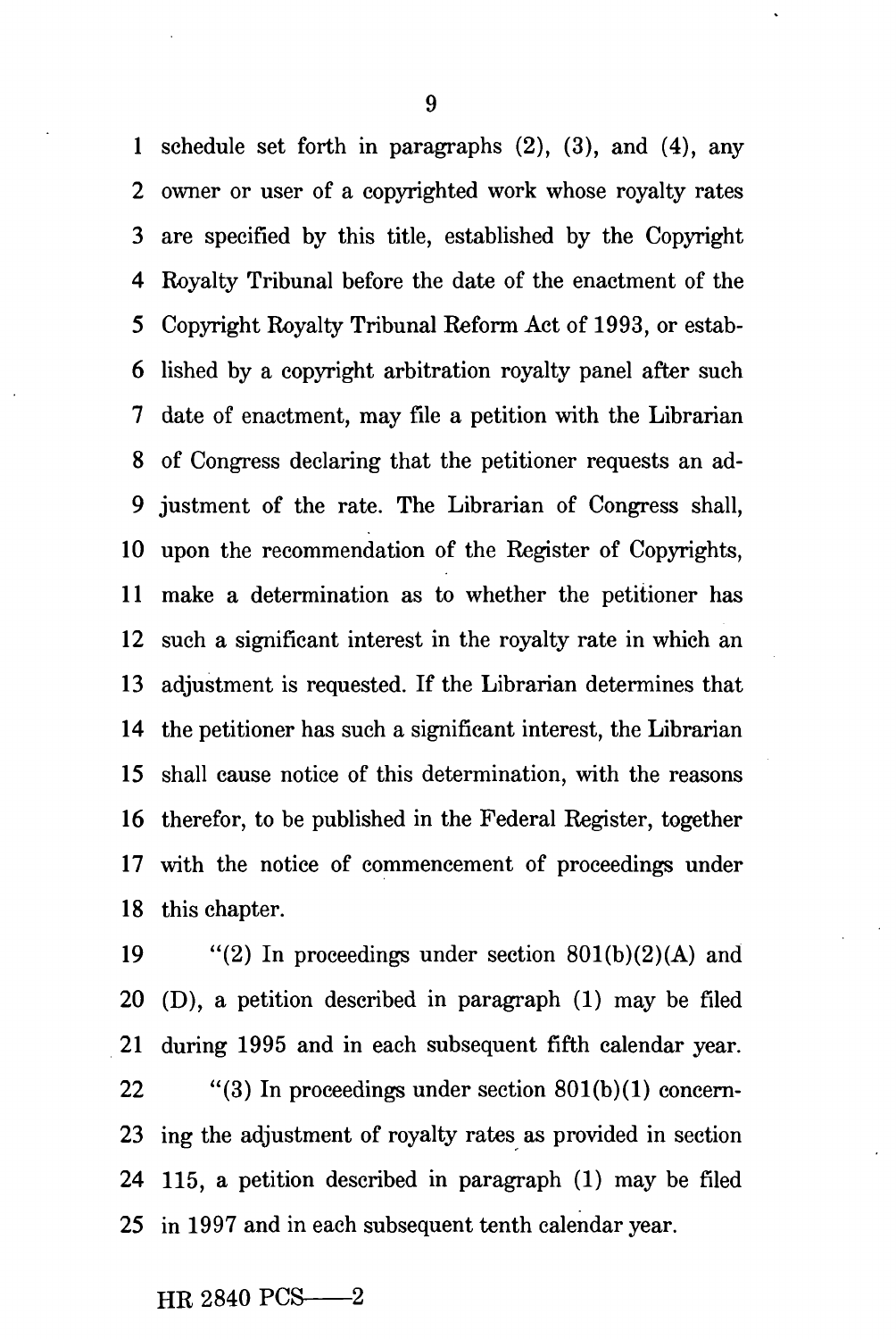schedule set forth in paragraphs (2), (3), and (4), any owner or user of a copyrighted work whose royalty rates are specified by this title, established by the Copyright Royalty Tribunal before the date of the enactment of the Copyright Royalty Tribunal Reform Act of 1993, or established by a copyright arbitration royalty panel after such date of enactment, may file a petition with the Librarian of Congress declaring that the petitioner requests an adjustment of the rate. The Librarian of Congress shall, upon the recommendation of the Register of Copyrights, make a determination as to whether the petitioner has such a significant interest in the royalty rate in which an adjustment is requested. If the Librarian determines that the petitioner has such a significant interest, the Librarian shall cause notice of this determination, with the reasons therefor, to be published in the Federal Register, together with the notice of commencement of proceedings under this chapter.

"(2) In proceedings under section 801(b)(2)(A) and (D), a petition described in paragraph (1) may be filed during 1995 and in each subsequent fifth calendar year.

"(3) In proceedings under section 801(b)(1) concerning the adjustment of royalty rates as provided in section 115, a petition described in paragraph (1) may be filed in 1997 and in each subsequent tenth calendar year.

HR 2840 PCS——2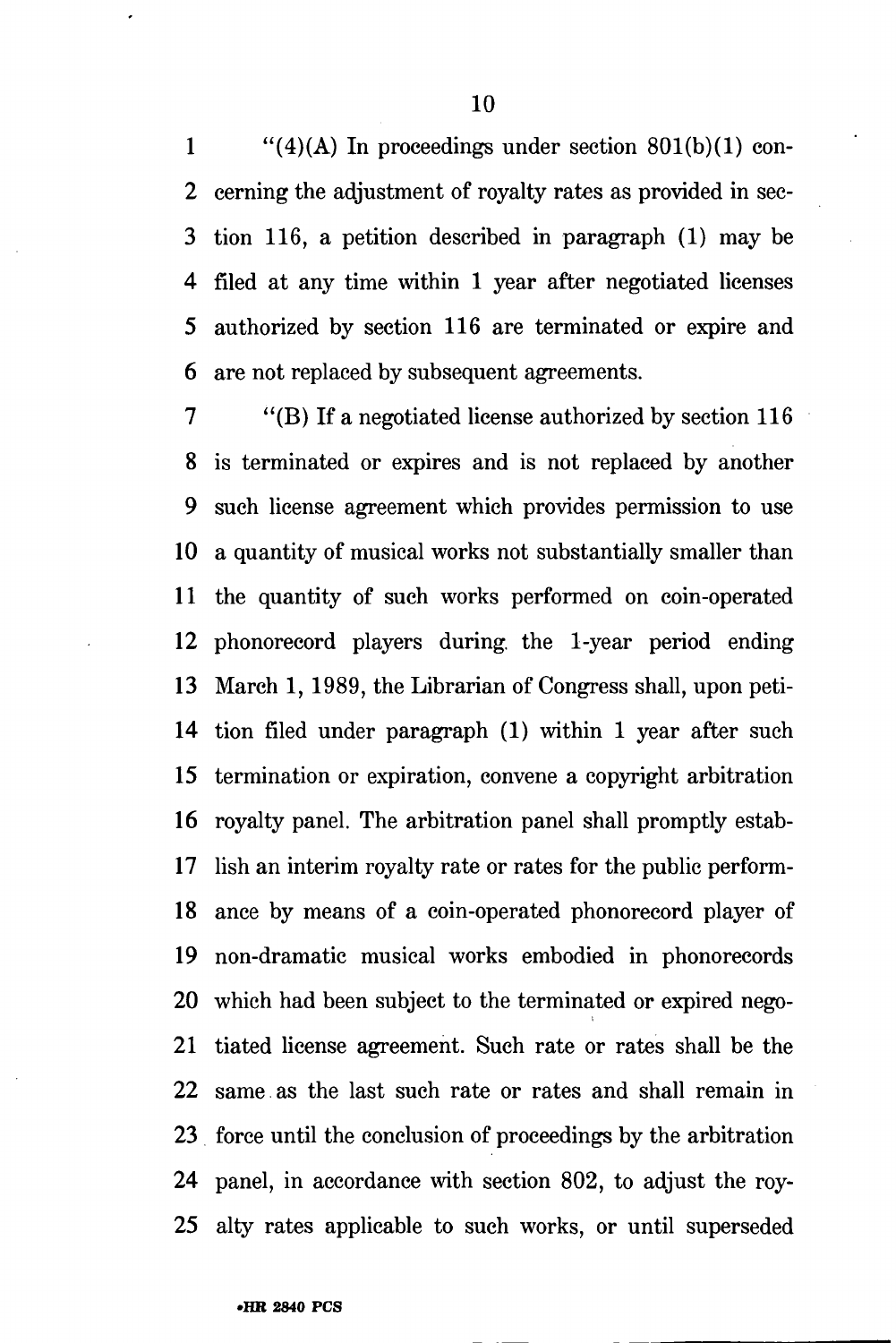"(4)(A) In proceedings under section 801(b)(1) concerning the adjustment of royalty rates as provided in section 116, a petition described in paragraph (1) may be filed at any time within 1 year after negotiated licenses authorized by section 116 are terminated or expire and are not replaced by subsequent agreements.

"(B) If a negotiated license authorized by section 116 is terminated or expires and is not replaced by another such license agreement which provides permission to use a quantity of musical works not substantially smaller than the quantity of such works performed on coin-operated phonorecord players during the 1-year period ending March 1, 1989, the Librarian of Congress shall, upon petition filed under paragraph (1) within 1 year after such termination or expiration, convene a copyright arbitration royalty panel. The arbitration panel shall promptly establish an interim royalty rate or rates for the public performance by means of a coin-operated phonorecord player of non-dramatic musical works embodied in phonorecords which had been subject to the terminated or expired negotiated license agreement. Such rate or rates shall be the same as the last such rate or rates and shall remain in force until the conclusion of proceedings by the arbitration panel, in accordance with section 802, to adjust the royalty rates applicable to such works, or until superseded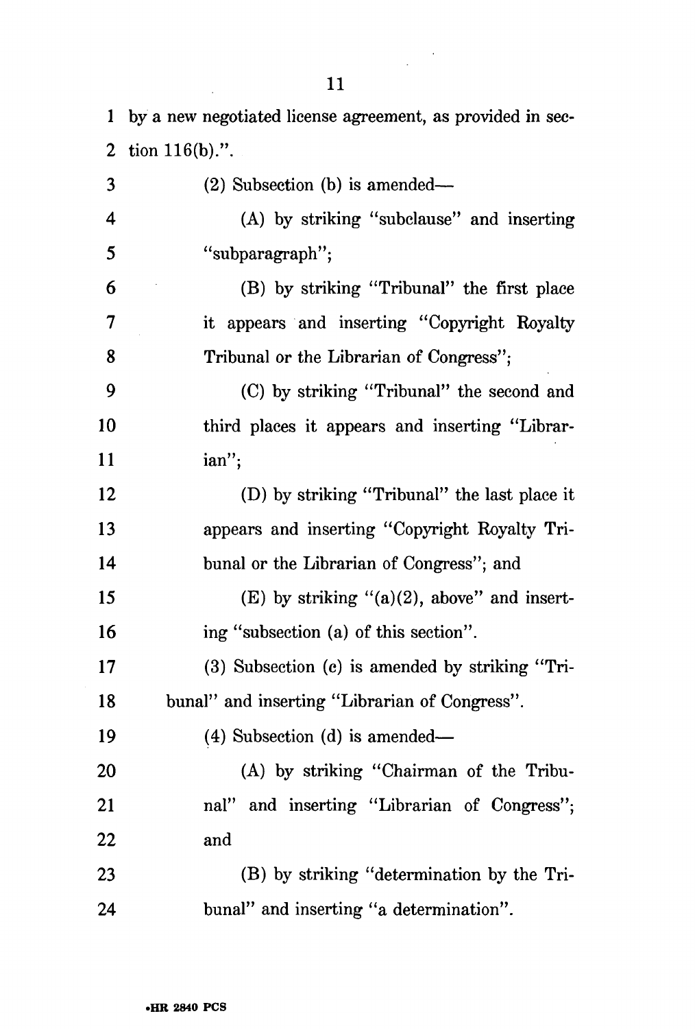by a new negotiated license agreement, as provided in section 116(b).".

(2) Subsection (b) is amended—

(A) by striking "subclause" and inserting "subparagraph";

(B) by striking "Tribunal" the first place it appears and inserting "Copyright Royalty Tribunal or the Librarian of Congress";

(C) by striking "Tribunal" the second and third places it appears and inserting "Librarian";

(D) by striking "Tribunal" the last place it appears and inserting "Copyright Royalty Tribunal or the Librarian of Congress"; and

(E) by striking "(a)(2), above" and inserting "subsection (a) of this section".

(3) Subsection (c) is amended by striking "Tribunal" and inserting "Librarian of Congress".

(4) Subsection (d) is amended—

(A) by striking "Chairman of the Tribunal" and inserting "Librarian of Congress"; and

(B) by striking "determination by the Tribunal" and inserting "a determination".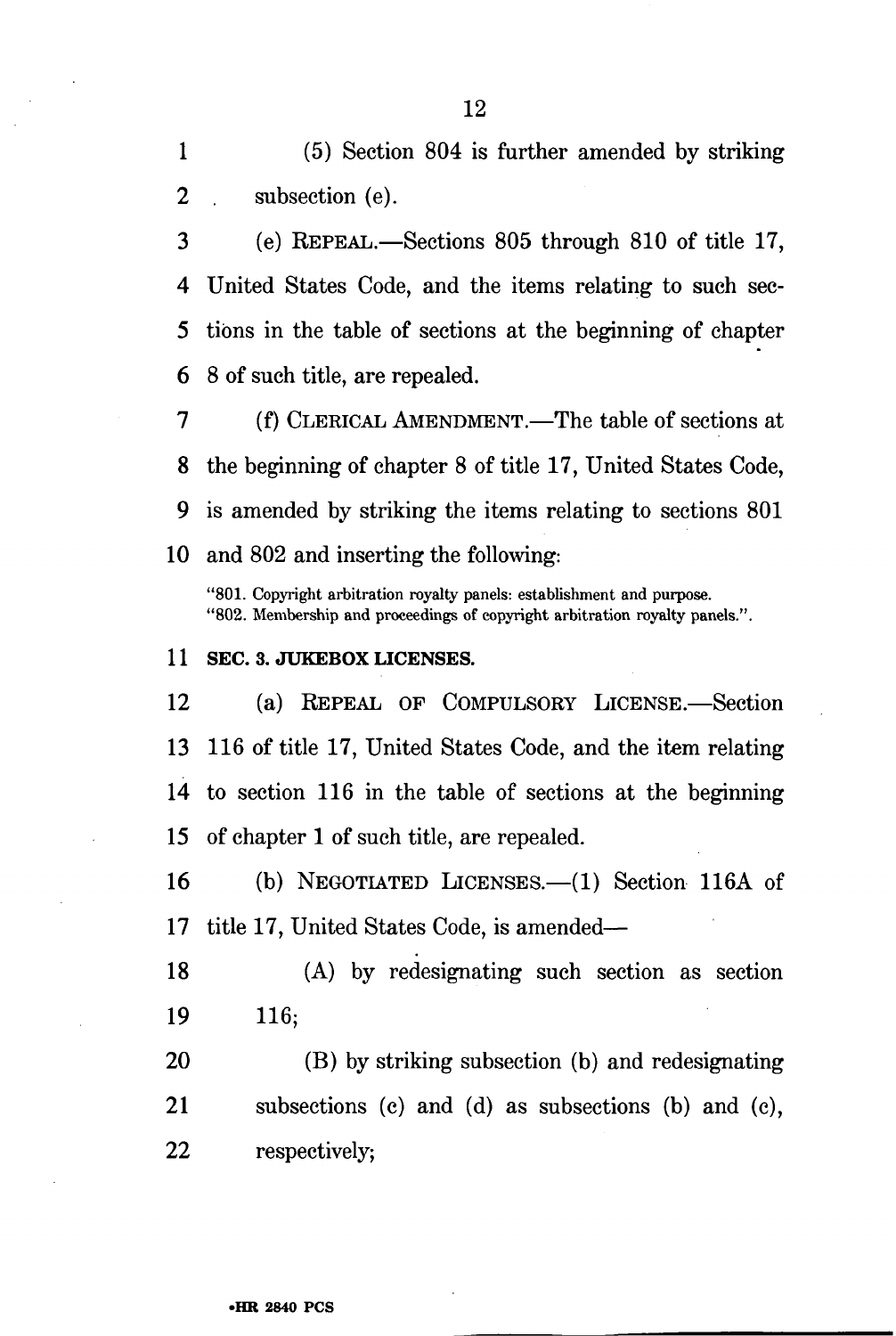(5) Section 804 is further amended by striking subsection (e).

(e) REPEAL.—Sections 805 through 810 of title 17, United States Code, and the items relating to such sections in the table of sections at the beginning of chapter 8 of such title, are repealed.

(f) CLERICAL AMENDMENT.—The table of sections at the beginning of chapter 8 of title 17, United States Code, is amended by striking the items relating to sections 801 and 802 and inserting the following:

"801. Copyright arbitration royalty panels: establishment and purpose.
"802. Membership and proceedings of copyright arbitration royalty panels.".

**SEC. 3. JUKEBOX LICENSES.**

(a) REPEAL OF COMPULSORY LICENSE.—Section 116 of title 17, United States Code, and the item relating to section 116 in the table of sections at the beginning of chapter 1 of such title, are repealed.

(b) NEGOTIATED LICENSES.—(1) Section 116A of title 17, United States Code, is amended—

(A) by redesignating such section as section 116;

(B) by striking subsection (b) and redesignating subsections (c) and (d) as subsections (b) and (c), respectively;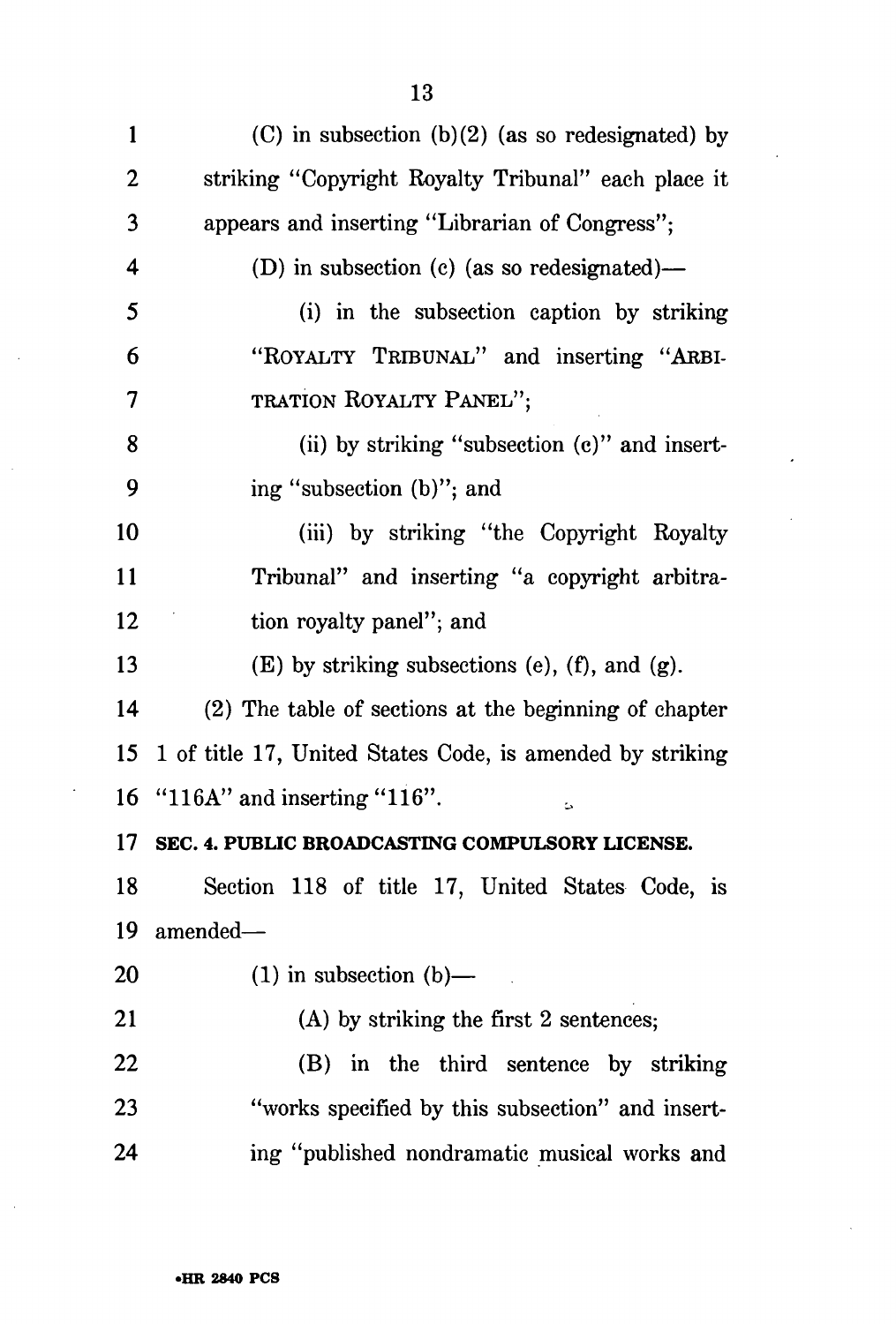(C) in subsection (b)(2) (as so redesignated) by striking "Copyright Royalty Tribunal" each place it appears and inserting "Librarian of Congress";

(D) in subsection (c) (as so redesignated)—

(i) in the subsection caption by striking "ROYALTY TRIBUNAL" and inserting "ARBITRATION ROYALTY PANEL";

(ii) by striking "subsection (c)" and inserting "subsection (b)"; and

(iii) by striking "the Copyright Royalty Tribunal" and inserting "a copyright arbitration royalty panel"; and

(E) by striking subsections (e), (f), and (g).

(2) The table of sections at the beginning of chapter 1 of title 17, United States Code, is amended by striking "116A" and inserting "116".

**SEC. 4. PUBLIC BROADCASTING COMPULSORY LICENSE.**

Section 118 of title 17, United States Code, is amended—

(1) in subsection (b)—

(A) by striking the first 2 sentences;

(B) in the third sentence by striking "works specified by this subsection" and inserting "published nondramatic musical works and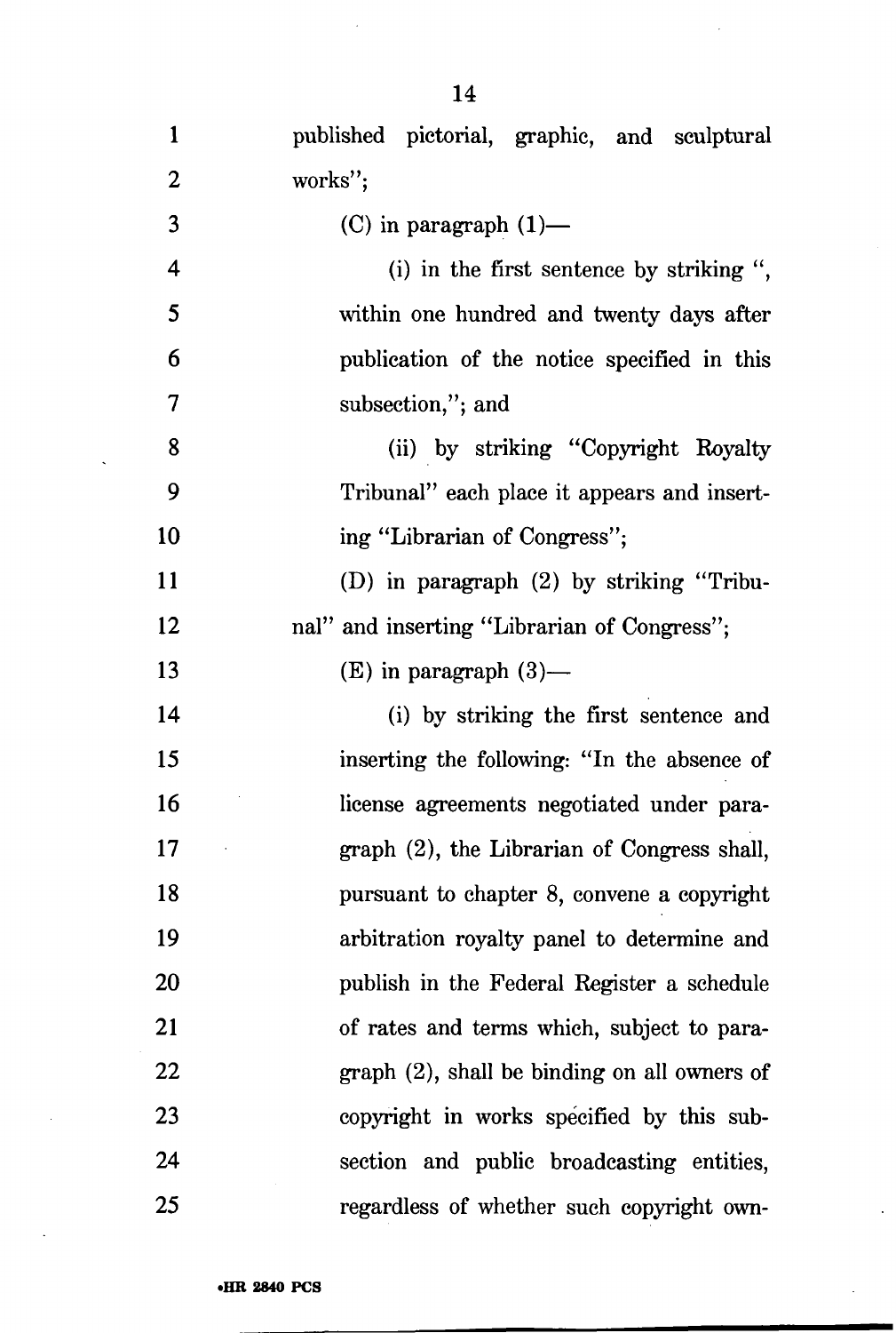published pictorial, graphic, and sculptural works";

(C) in paragraph (1)—

(i) in the first sentence by striking ", within one hundred and twenty days after publication of the notice specified in this subsection,"; and

(ii) by striking "Copyright Royalty Tribunal" each place it appears and inserting "Librarian of Congress";

(D) in paragraph (2) by striking "Tribunal" and inserting "Librarian of Congress";

(E) in paragraph (3)—

(i) by striking the first sentence and inserting the following: "In the absence of license agreements negotiated under paragraph (2), the Librarian of Congress shall, pursuant to chapter 8, convene a copyright arbitration royalty panel to determine and publish in the Federal Register a schedule of rates and terms which, subject to paragraph (2), shall be binding on all owners of copyright in works specified by this subsection and public broadcasting entities, regardless of whether such copyright own-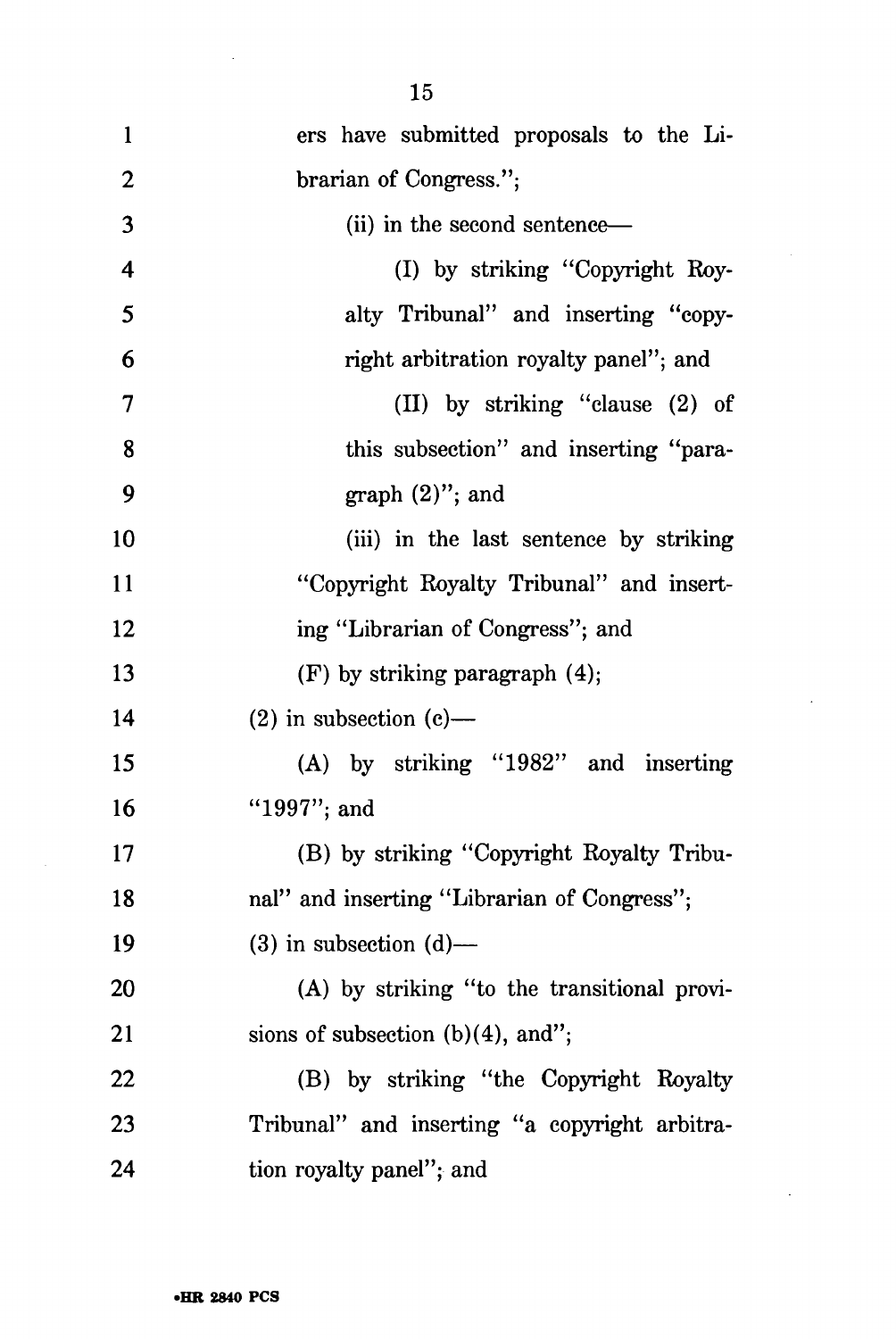ers have submitted proposals to the Librarian of Congress.";

(ii) in the second sentence—

(I) by striking "Copyright Royalty Tribunal" and inserting "copyright arbitration royalty panel"; and

(II) by striking "clause (2) of this subsection" and inserting "paragraph (2)"; and

(iii) in the last sentence by striking "Copyright Royalty Tribunal" and inserting "Librarian of Congress"; and

(F) by striking paragraph (4);

(2) in subsection (c)—

(A) by striking "1982" and inserting "1997"; and

(B) by striking "Copyright Royalty Tribunal" and inserting "Librarian of Congress";

(3) in subsection (d)—

(A) by striking "to the transitional provisions of subsection (b)(4), and";

(B) by striking "the Copyright Royalty Tribunal" and inserting "a copyright arbitration royalty panel"; and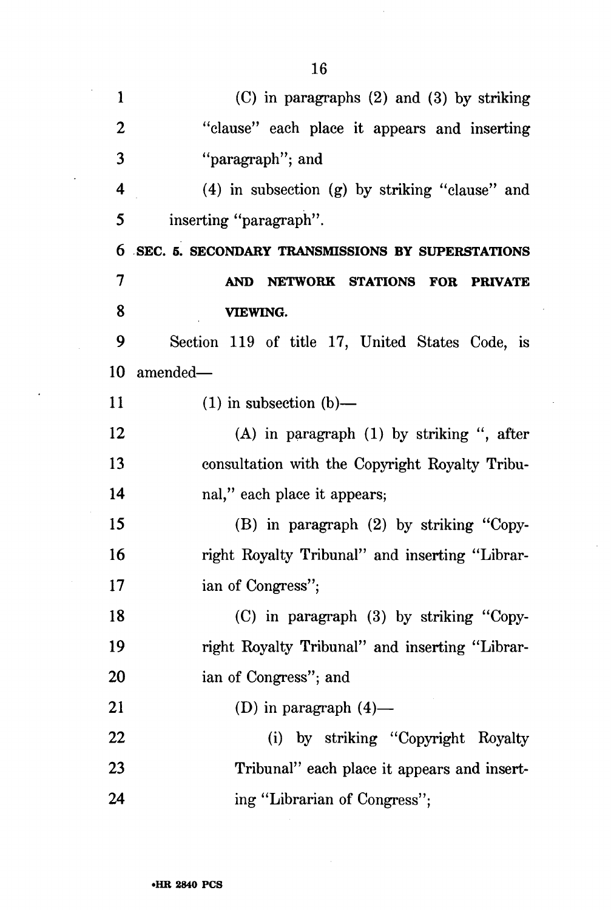(C) in paragraphs (2) and (3) by striking "clause" each place it appears and inserting "paragraph"; and

(4) in subsection (g) by striking "clause" and inserting "paragraph".

**SEC. 5. SECONDARY TRANSMISSIONS BY SUPERSTATIONS AND NETWORK STATIONS FOR PRIVATE VIEWING.**

Section 119 of title 17, United States Code, is amended—

(1) in subsection (b)—

(A) in paragraph (1) by striking ", after consultation with the Copyright Royalty Tribunal," each place it appears;

(B) in paragraph (2) by striking "Copyright Royalty Tribunal" and inserting "Librarian of Congress";

(C) in paragraph (3) by striking "Copyright Royalty Tribunal" and inserting "Librarian of Congress"; and

(D) in paragraph (4)—

(i) by striking "Copyright Royalty Tribunal" each place it appears and inserting "Librarian of Congress";

•HR 2840 PCS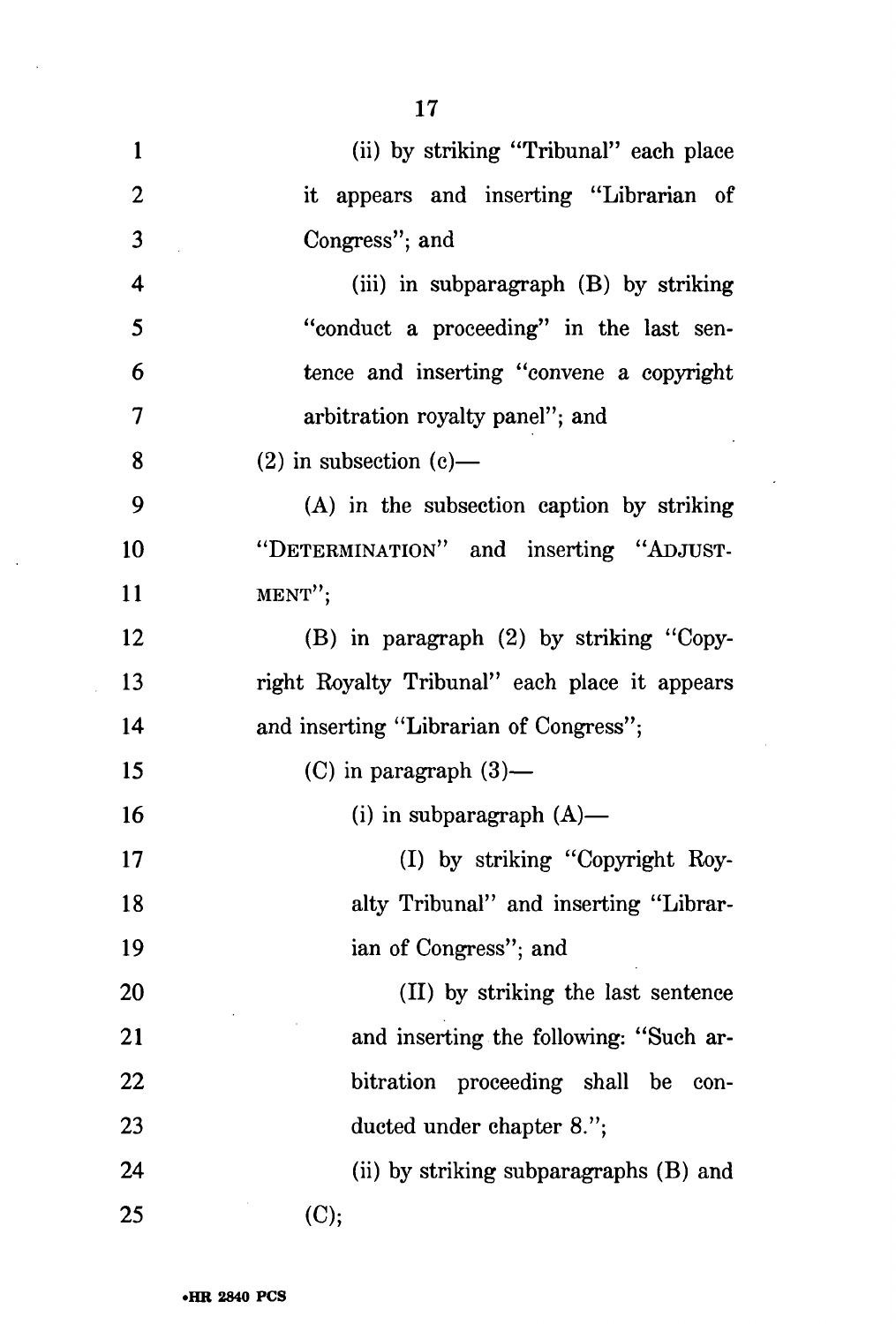(ii) by striking "Tribunal" each place it appears and inserting "Librarian of Congress"; and

(iii) in subparagraph (B) by striking "conduct a proceeding" in the last sentence and inserting "convene a copyright arbitration royalty panel"; and

(2) in subsection (c)—

(A) in the subsection caption by striking "DETERMINATION" and inserting "ADJUSTMENT";

(B) in paragraph (2) by striking "Copyright Royalty Tribunal" each place it appears and inserting "Librarian of Congress";

(C) in paragraph (3)—

(i) in subparagraph (A)—

(I) by striking "Copyright Royalty Tribunal" and inserting "Librarian of Congress"; and

(II) by striking the last sentence and inserting the following: "Such arbitration proceeding shall be conducted under chapter 8.";

(ii) by striking subparagraphs (B) and (C);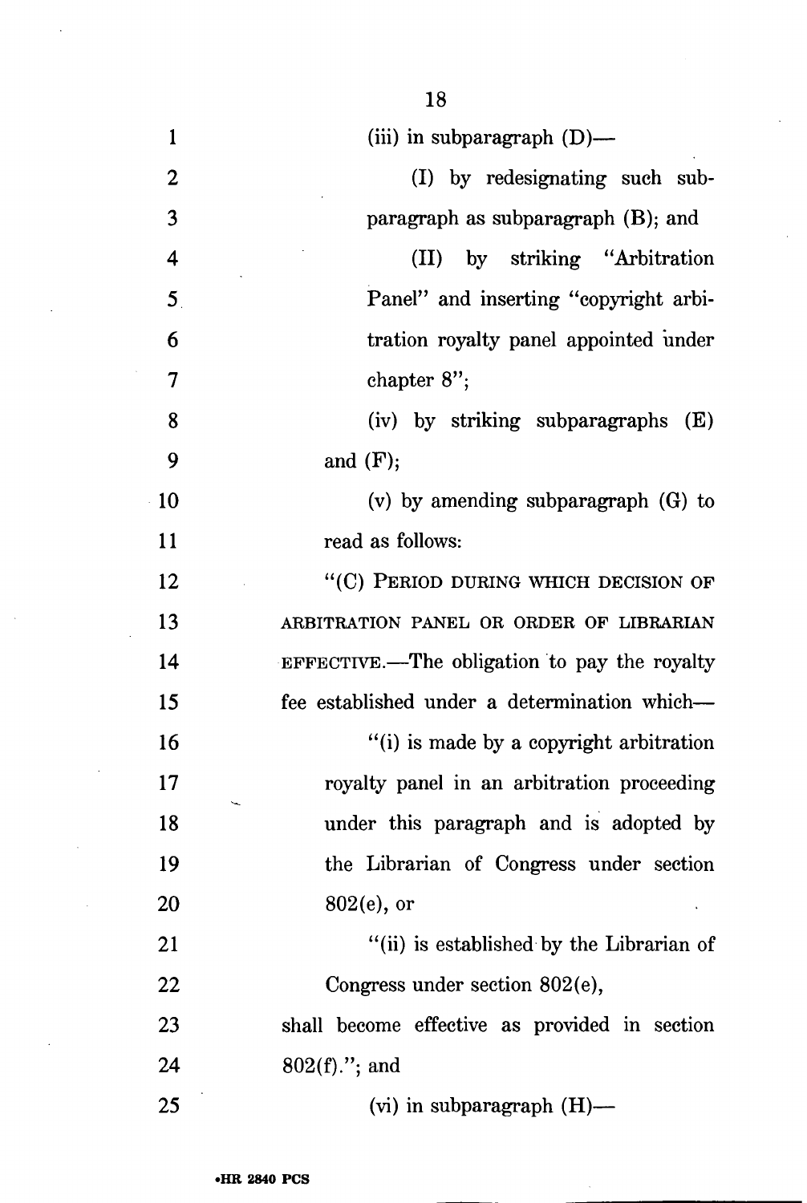(iii) in subparagraph (D)—

(I) by redesignating such subparagraph as subparagraph (B); and

(II) by striking "Arbitration Panel" and inserting "copyright arbitration royalty panel appointed under chapter 8";

(iv) by striking subparagraphs (E) and (F);

(v) by amending subparagraph (G) to read as follows:

"(C) PERIOD DURING WHICH DECISION OF ARBITRATION PANEL OR ORDER OF LIBRARIAN EFFECTIVE.—The obligation to pay the royalty fee established under a determination which—

"(i) is made by a copyright arbitration royalty panel in an arbitration proceeding under this paragraph and is adopted by the Librarian of Congress under section 802(e), or

"(ii) is established by the Librarian of Congress under section 802(e),

shall become effective as provided in section 802(f)."; and

(vi) in subparagraph (H)—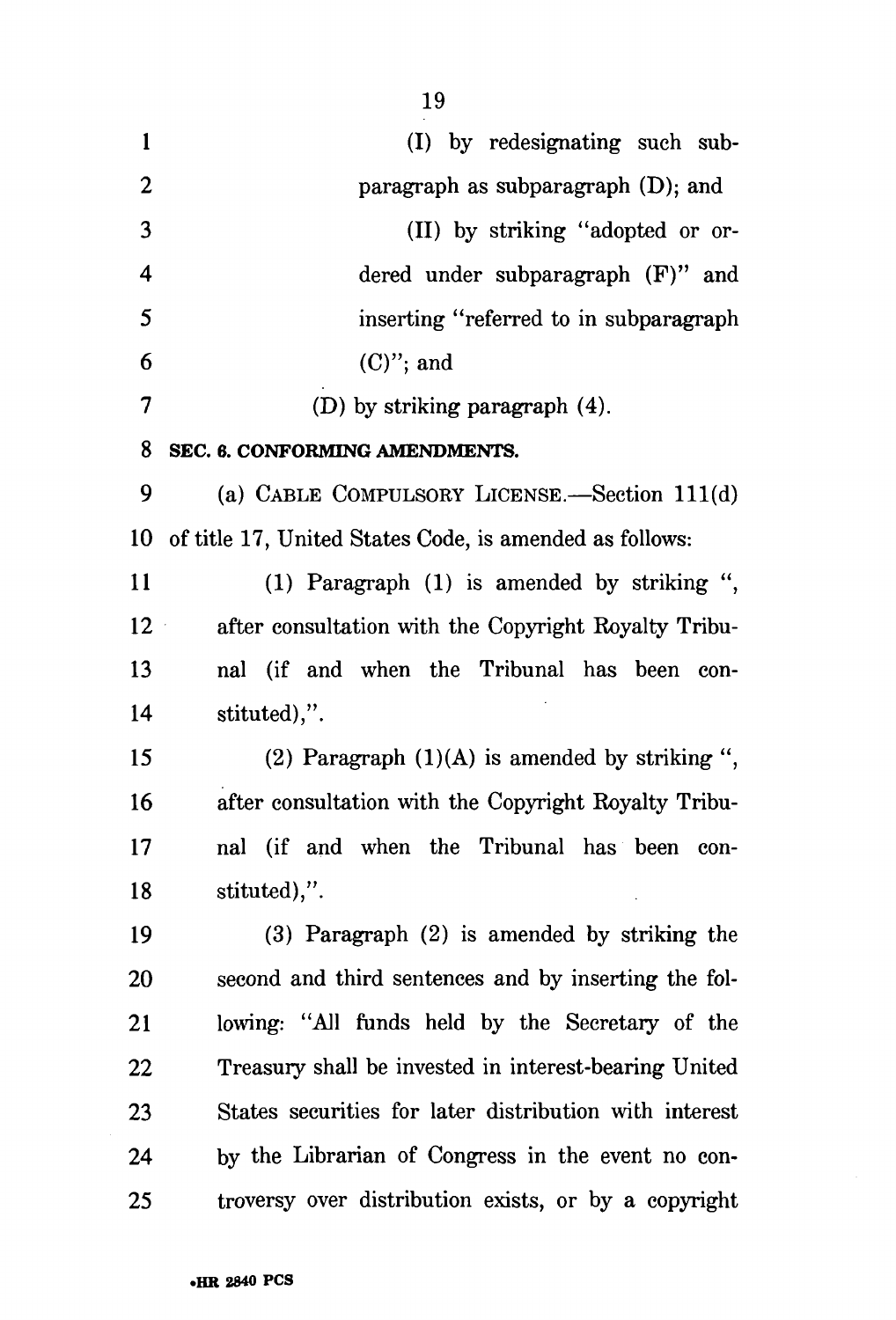(I) by redesignating such subparagraph as subparagraph (D); and

(II) by striking "adopted or ordered under subparagraph (F)" and inserting "referred to in subparagraph (C)"; and

(D) by striking paragraph (4).

**SEC. 6. CONFORMING AMENDMENTS.**

(a) CABLE COMPULSORY LICENSE.—Section 111(d) of title 17, United States Code, is amended as follows:

(1) Paragraph (1) is amended by striking ", after consultation with the Copyright Royalty Tribunal (if and when the Tribunal has been constituted),".

(2) Paragraph (1)(A) is amended by striking ", after consultation with the Copyright Royalty Tribunal (if and when the Tribunal has been constituted),".

(3) Paragraph (2) is amended by striking the second and third sentences and by inserting the following: "All funds held by the Secretary of the Treasury shall be invested in interest-bearing United States securities for later distribution with interest by the Librarian of Congress in the event no controversy over distribution exists, or by a copyright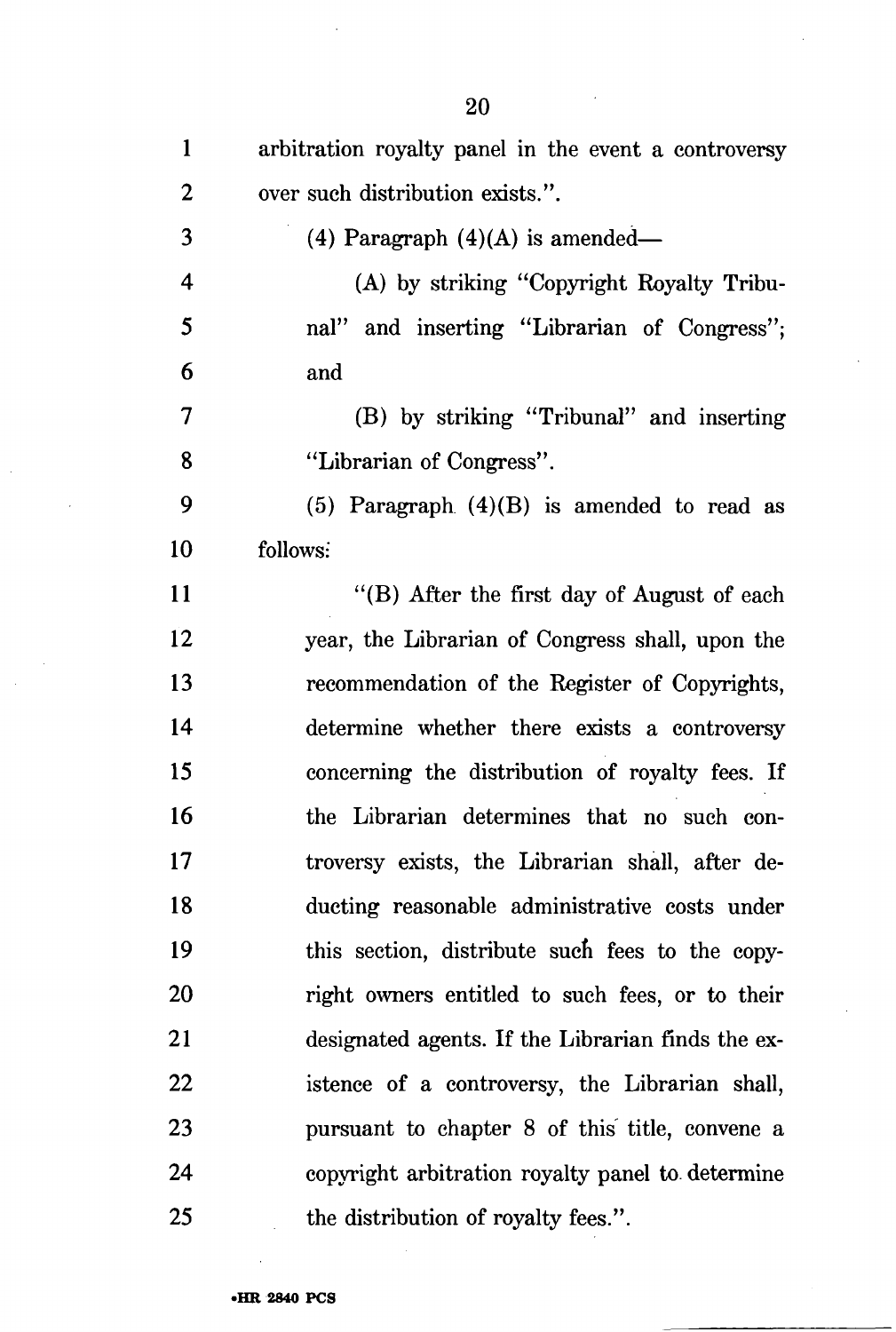arbitration royalty panel in the event a controversy over such distribution exists.".

(4) Paragraph (4)(A) is amended—

(A) by striking "Copyright Royalty Tribunal" and inserting "Librarian of Congress"; and

(B) by striking "Tribunal" and inserting "Librarian of Congress".

(5) Paragraph (4)(B) is amended to read as follows:

"(B) After the first day of August of each year, the Librarian of Congress shall, upon the recommendation of the Register of Copyrights, determine whether there exists a controversy concerning the distribution of royalty fees. If the Librarian determines that no such controversy exists, the Librarian shall, after deducting reasonable administrative costs under this section, distribute such fees to the copyright owners entitled to such fees, or to their designated agents. If the Librarian finds the existence of a controversy, the Librarian shall, pursuant to chapter 8 of this title, convene a copyright arbitration royalty panel to determine the distribution of royalty fees.".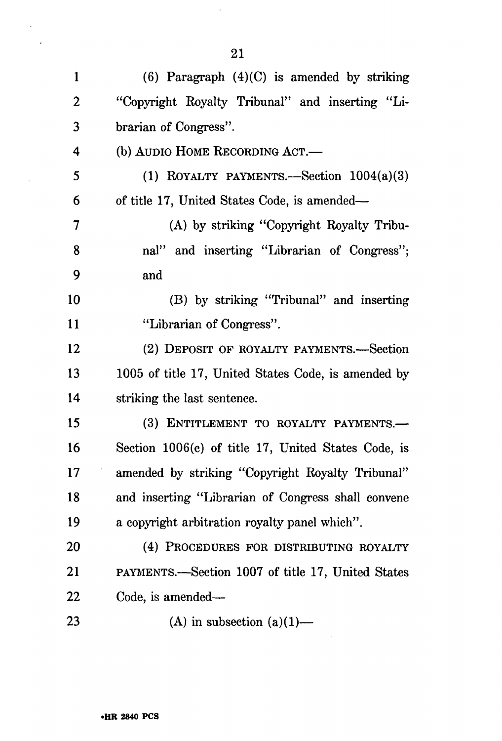(6) Paragraph (4)(C) is amended by striking "Copyright Royalty Tribunal" and inserting "Librarian of Congress".

(b) AUDIO HOME RECORDING ACT.—

(1) ROYALTY PAYMENTS.—Section 1004(a)(3) of title 17, United States Code, is amended—

(A) by striking "Copyright Royalty Tribunal" and inserting "Librarian of Congress"; and

(B) by striking "Tribunal" and inserting "Librarian of Congress".

(2) DEPOSIT OF ROYALTY PAYMENTS.—Section 1005 of title 17, United States Code, is amended by striking the last sentence.

(3) ENTITLEMENT TO ROYALTY PAYMENTS.—Section 1006(c) of title 17, United States Code, is amended by striking "Copyright Royalty Tribunal" and inserting "Librarian of Congress shall convene a copyright arbitration royalty panel which".

(4) PROCEDURES FOR DISTRIBUTING ROYALTY PAYMENTS.—Section 1007 of title 17, United States Code, is amended—

(A) in subsection (a)(1)—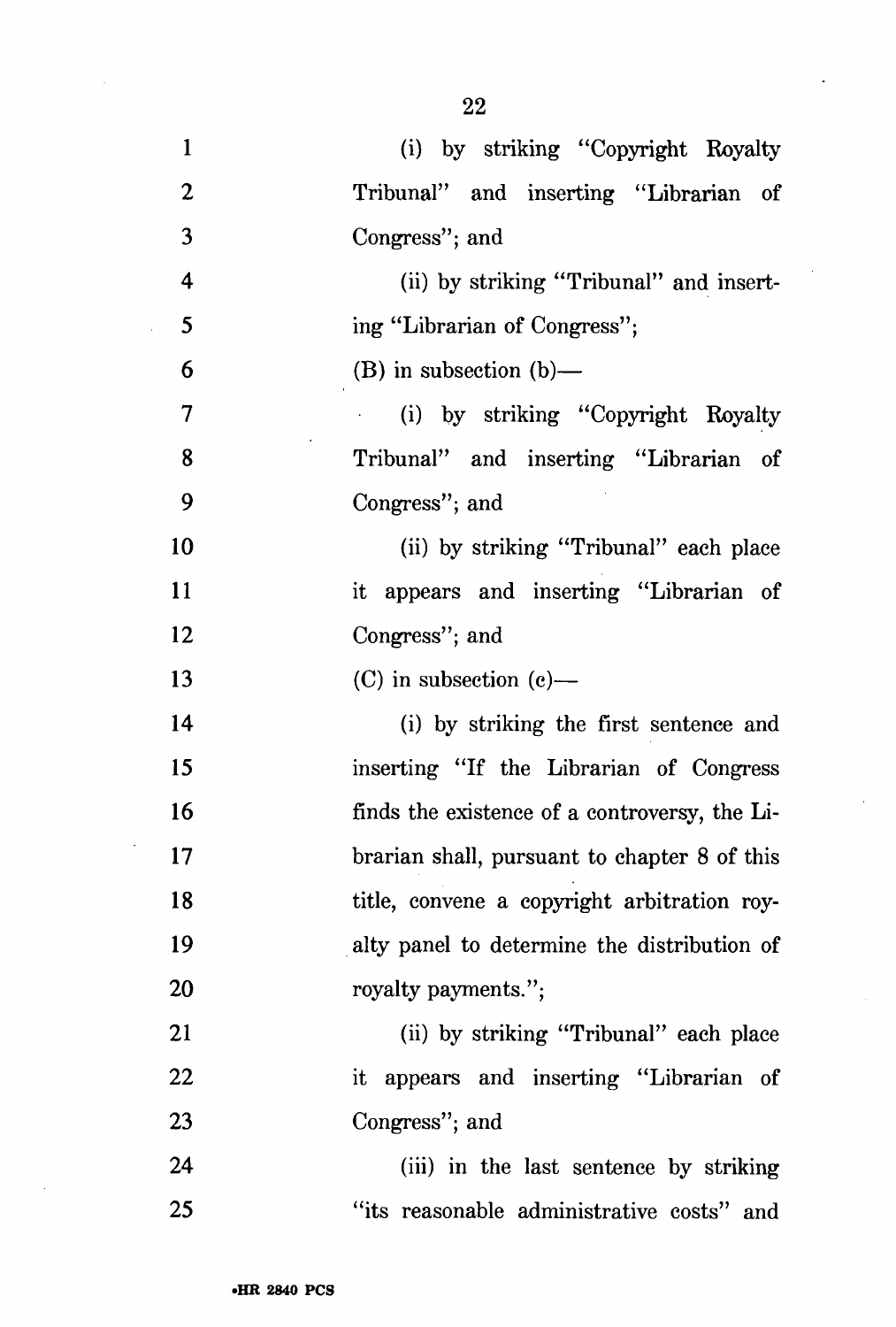(i) by striking "Copyright Royalty Tribunal" and inserting "Librarian of Congress"; and

(ii) by striking "Tribunal" and inserting "Librarian of Congress";

(B) in subsection (b)—

(i) by striking "Copyright Royalty Tribunal" and inserting "Librarian of Congress"; and

(ii) by striking "Tribunal" each place it appears and inserting "Librarian of Congress"; and

(C) in subsection (c)—

(i) by striking the first sentence and inserting "If the Librarian of Congress finds the existence of a controversy, the Librarian shall, pursuant to chapter 8 of this title, convene a copyright arbitration royalty panel to determine the distribution of royalty payments.";

(ii) by striking "Tribunal" each place it appears and inserting "Librarian of Congress"; and

(iii) in the last sentence by striking "its reasonable administrative costs" and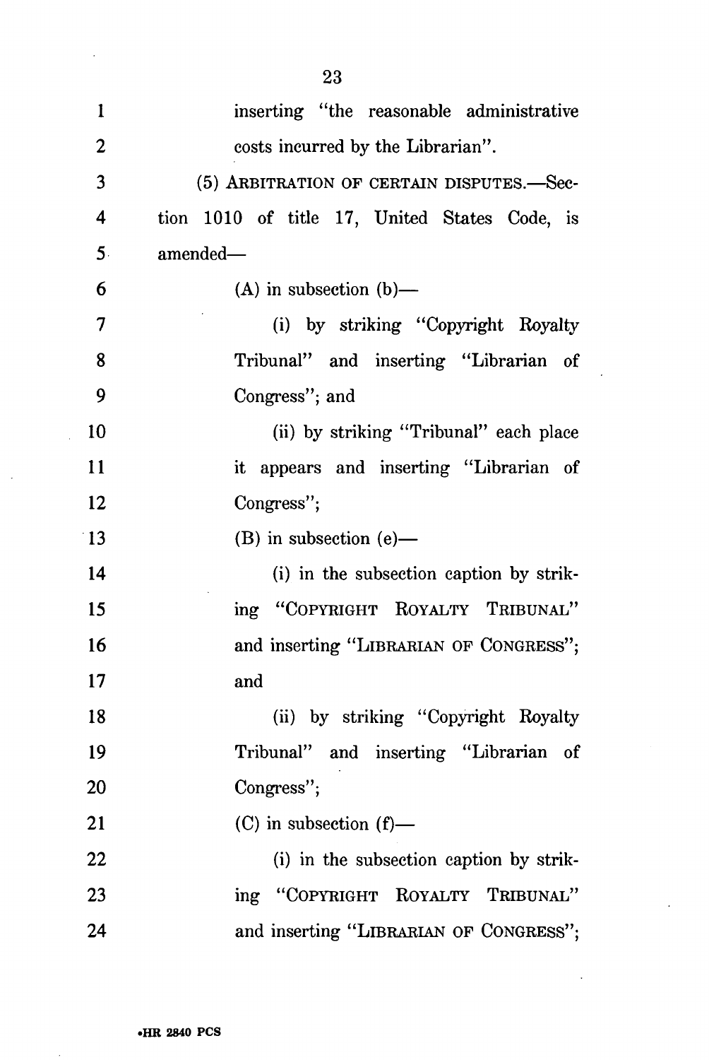inserting "the reasonable administrative costs incurred by the Librarian".

(5) ARBITRATION OF CERTAIN DISPUTES.—Section 1010 of title 17, United States Code, is amended—

(A) in subsection (b)—

(i) by striking "Copyright Royalty Tribunal" and inserting "Librarian of Congress"; and

(ii) by striking "Tribunal" each place it appears and inserting "Librarian of Congress";

(B) in subsection (e)—

(i) in the subsection caption by striking "COPYRIGHT ROYALTY TRIBUNAL" and inserting "LIBRARIAN OF CONGRESS"; and

(ii) by striking "Copyright Royalty Tribunal" and inserting "Librarian of Congress";

(C) in subsection (f)—

(i) in the subsection caption by striking "COPYRIGHT ROYALTY TRIBUNAL" and inserting "LIBRARIAN OF CONGRESS";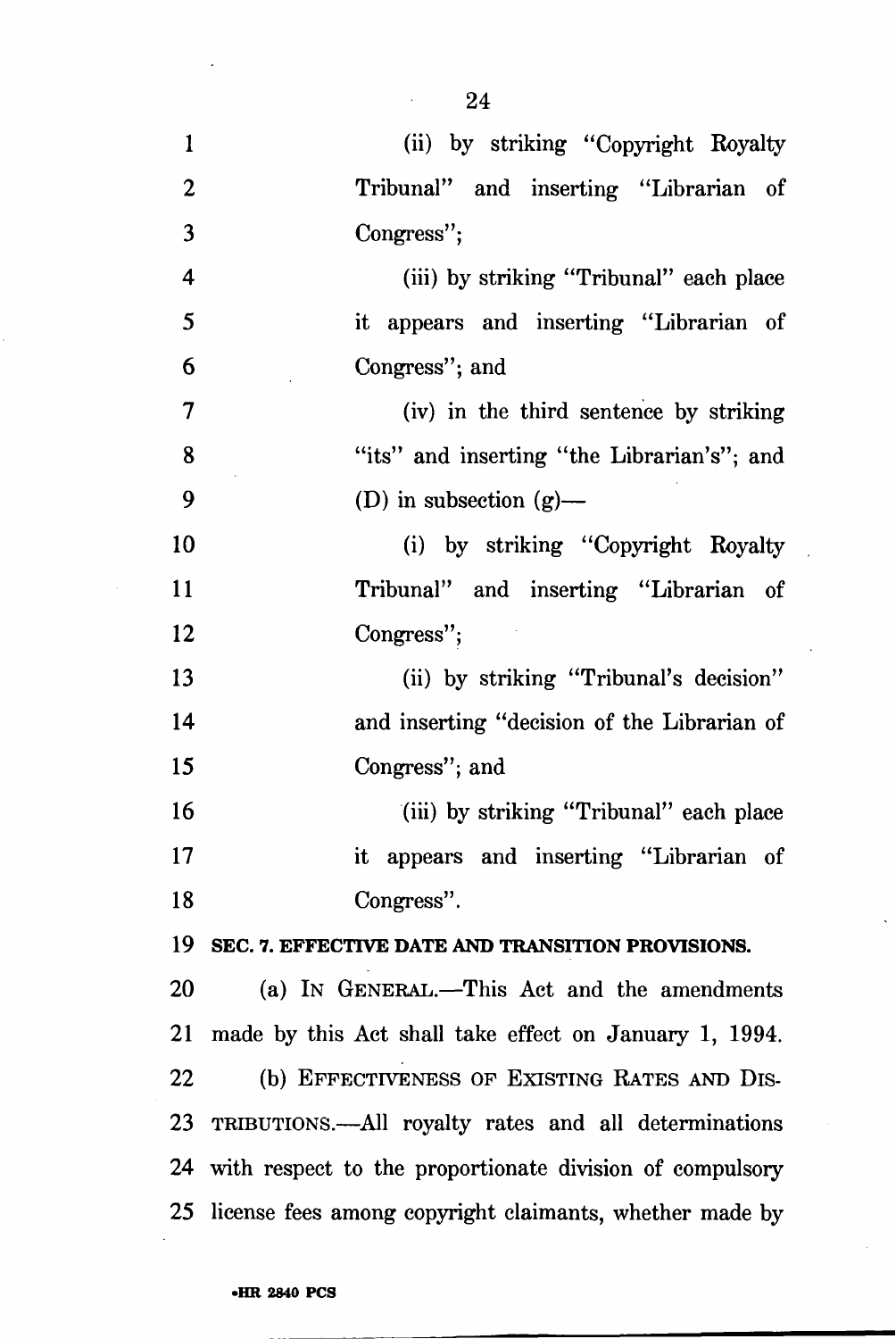(ii) by striking "Copyright Royalty Tribunal" and inserting "Librarian of Congress";

(iii) by striking "Tribunal" each place it appears and inserting "Librarian of Congress"; and

(iv) in the third sentence by striking "its" and inserting "the Librarian's"; and

(D) in subsection (g)—

(i) by striking "Copyright Royalty Tribunal" and inserting "Librarian of Congress";

(ii) by striking "Tribunal's decision" and inserting "decision of the Librarian of Congress"; and

(iii) by striking "Tribunal" each place it appears and inserting "Librarian of Congress".

**SEC. 7. EFFECTIVE DATE AND TRANSITION PROVISIONS.**

(a) IN GENERAL.—This Act and the amendments made by this Act shall take effect on January 1, 1994.

(b) EFFECTIVENESS OF EXISTING RATES AND DISTRIBUTIONS.—All royalty rates and all determinations with respect to the proportionate division of compulsory license fees among copyright claimants, whether made by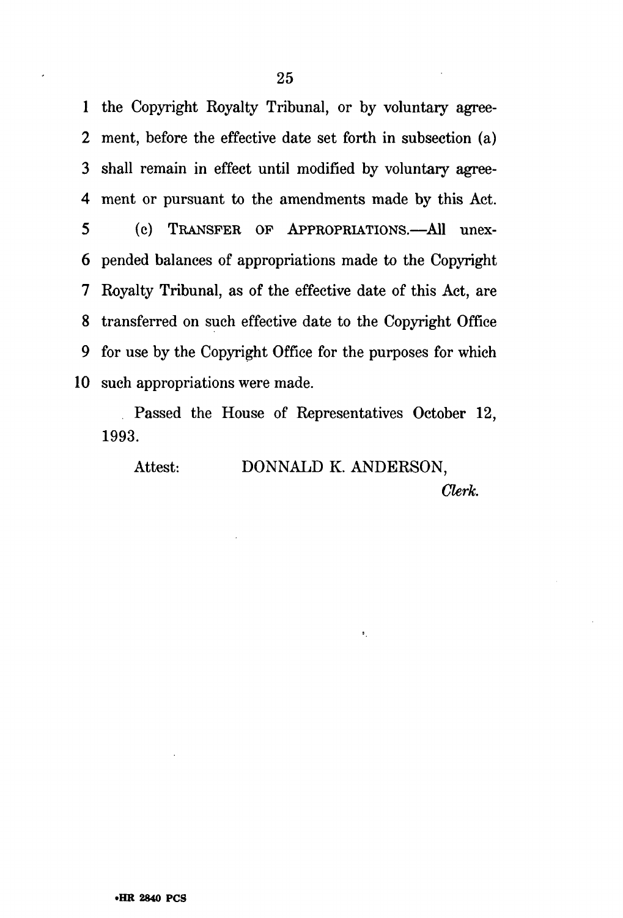the Copyright Royalty Tribunal, or by voluntary agreement, before the effective date set forth in subsection (a) shall remain in effect until modified by voluntary agreement or pursuant to the amendments made by this Act.

(c) TRANSFER OF APPROPRIATIONS.—All unexpended balances of appropriations made to the Copyright Royalty Tribunal, as of the effective date of this Act, are transferred on such effective date to the Copyright Office for use by the Copyright Office for the purposes for which such appropriations were made.

Passed the House of Representatives October 12, 1993.

Attest: DONNALD K. ANDERSON,

*Clerk.*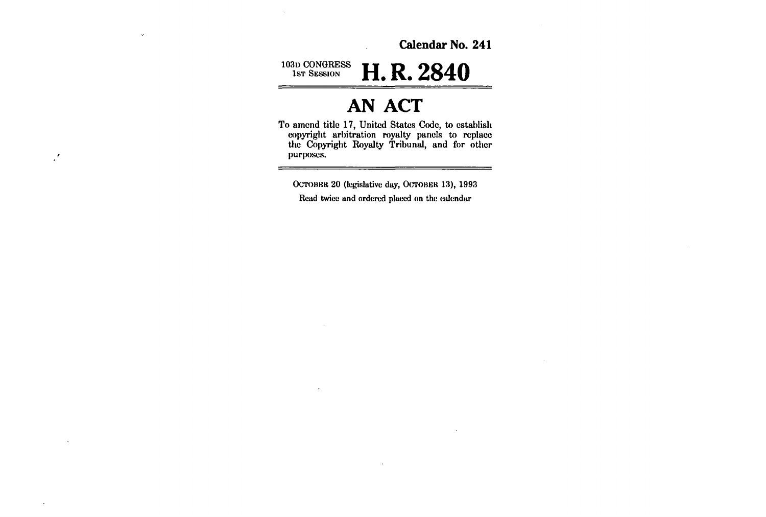Calendar No. 241

103D CONGRESS
1ST SESSION

# H. R. 2840

## AN ACT

To amend title 17, United States Code, to establish copyright arbitration royalty panels to replace the Copyright Royalty Tribunal, and for other purposes.

OCTOBER 20 (legislative day, OCTOBER 13), 1993

Read twice and ordered placed on the calendar